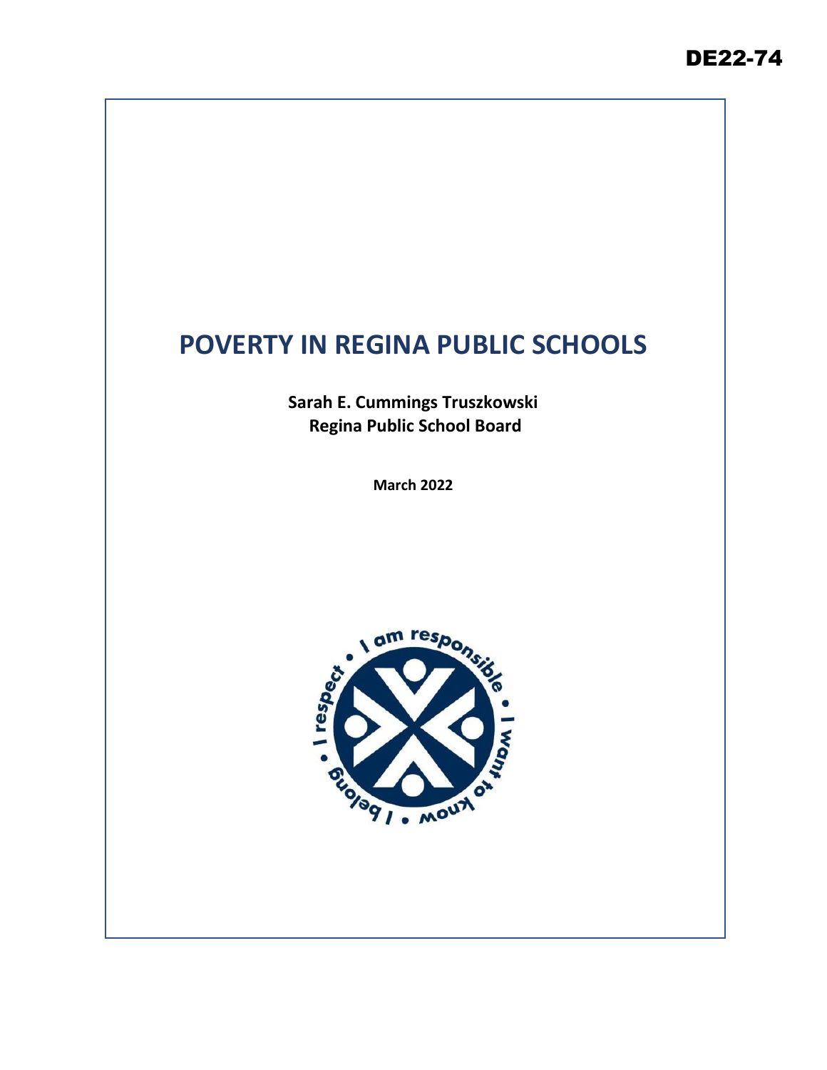DE22-74

# POVERTY IN REGINA PUBLIC SCHOOLS

**Sarah E. Cummings Truszkowski**
**Regina Public School Board**

**March 2022**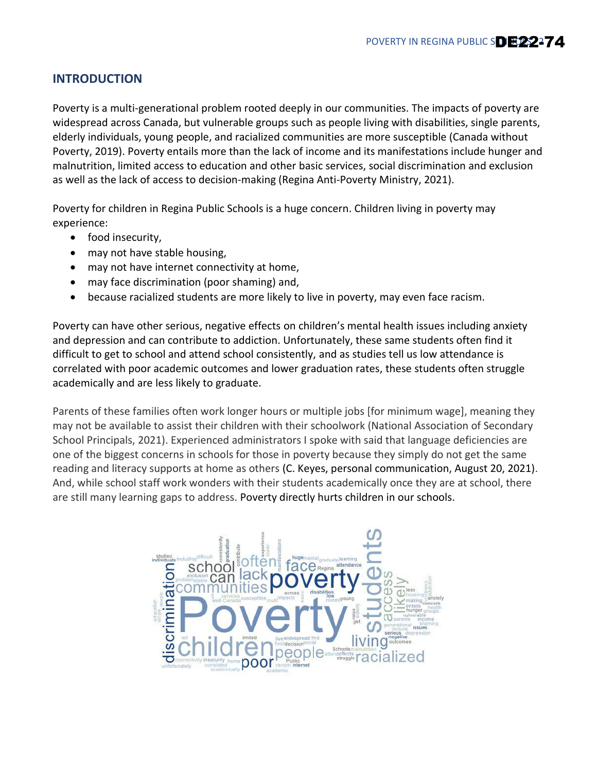## INTRODUCTION

Poverty is a multi-generational problem rooted deeply in our communities. The impacts of poverty are widespread across Canada, but vulnerable groups such as people living with disabilities, single parents, elderly individuals, young people, and racialized communities are more susceptible (Canada without Poverty, 2019). Poverty entails more than the lack of income and its manifestations include hunger and malnutrition, limited access to education and other basic services, social discrimination and exclusion as well as the lack of access to decision-making (Regina Anti-Poverty Ministry, 2021).

Poverty for children in Regina Public Schools is a huge concern. Children living in poverty may experience:

- food insecurity,
- may not have stable housing,
- may not have internet connectivity at home,
- may face discrimination (poor shaming) and,
- because racialized students are more likely to live in poverty, may even face racism.

Poverty can have other serious, negative effects on children's mental health issues including anxiety and depression and can contribute to addiction. Unfortunately, these same students often find it difficult to get to school and attend school consistently, and as studies tell us low attendance is correlated with poor academic outcomes and lower graduation rates, these students often struggle academically and are less likely to graduate.

Parents of these families often work longer hours or multiple jobs [for minimum wage], meaning they may not be available to assist their children with their schoolwork (National Association of Secondary School Principals, 2021). Experienced administrators I spoke with said that language deficiencies are one of the biggest concerns in schools for those in poverty because they simply do not get the same reading and literacy supports at home as others (C. Keyes, personal communication, August 20, 2021). And, while school staff work wonders with their students academically once they are at school, there are still many learning gaps to address. Poverty directly hurts children in our schools.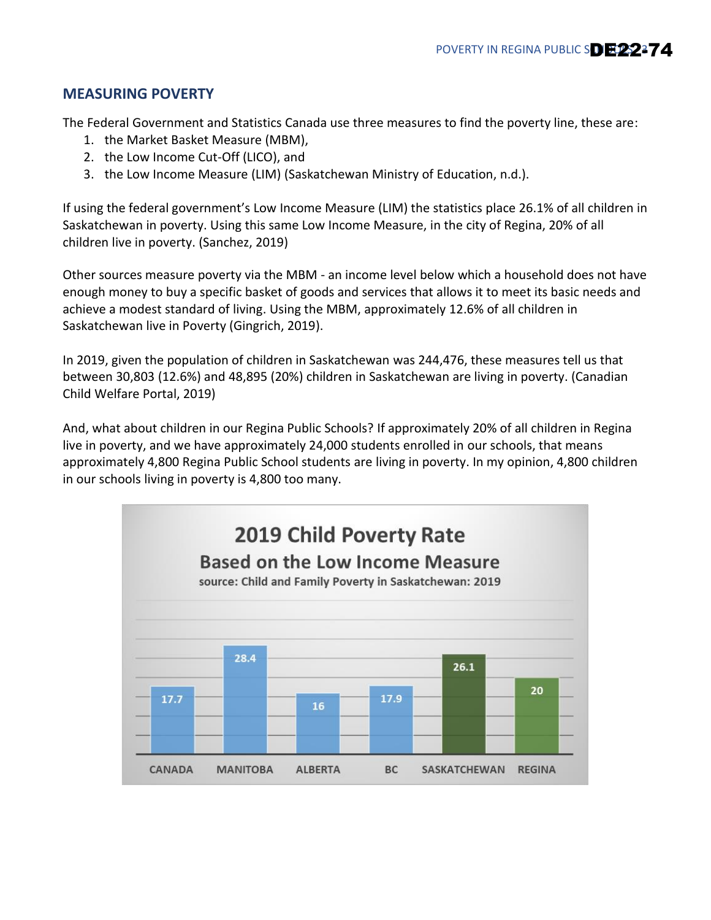## MEASURING POVERTY

The Federal Government and Statistics Canada use three measures to find the poverty line, these are:

1. the Market Basket Measure (MBM),
2. the Low Income Cut-Off (LICO), and
3. the Low Income Measure (LIM) (Saskatchewan Ministry of Education, n.d.).

If using the federal government's Low Income Measure (LIM) the statistics place 26.1% of all children in Saskatchewan in poverty. Using this same Low Income Measure, in the city of Regina, 20% of all children live in poverty. (Sanchez, 2019)

Other sources measure poverty via the MBM - an income level below which a household does not have enough money to buy a specific basket of goods and services that allows it to meet its basic needs and achieve a modest standard of living. Using the MBM, approximately 12.6% of all children in Saskatchewan live in Poverty (Gingrich, 2019).

In 2019, given the population of children in Saskatchewan was 244,476, these measures tell us that between 30,803 (12.6%) and 48,895 (20%) children in Saskatchewan are living in poverty. (Canadian Child Welfare Portal, 2019)

And, what about children in our Regina Public Schools? If approximately 20% of all children in Regina live in poverty, and we have approximately 24,000 students enrolled in our schools, that means approximately 4,800 Regina Public School students are living in poverty. In my opinion, 4,800 children in our schools living in poverty is 4,800 too many.

**2019 Child Poverty Rate**
**Based on the Low Income Measure**
source: Child and Family Poverty in Saskatchewan: 2019

| CANADA | MANITOBA | ALBERTA | BC | SASKATCHEWAN | REGINA |
|---|---|---|---|---|---|
| 17.7 | 28.4 | 16 | 17.9 | 26.1 | 20 |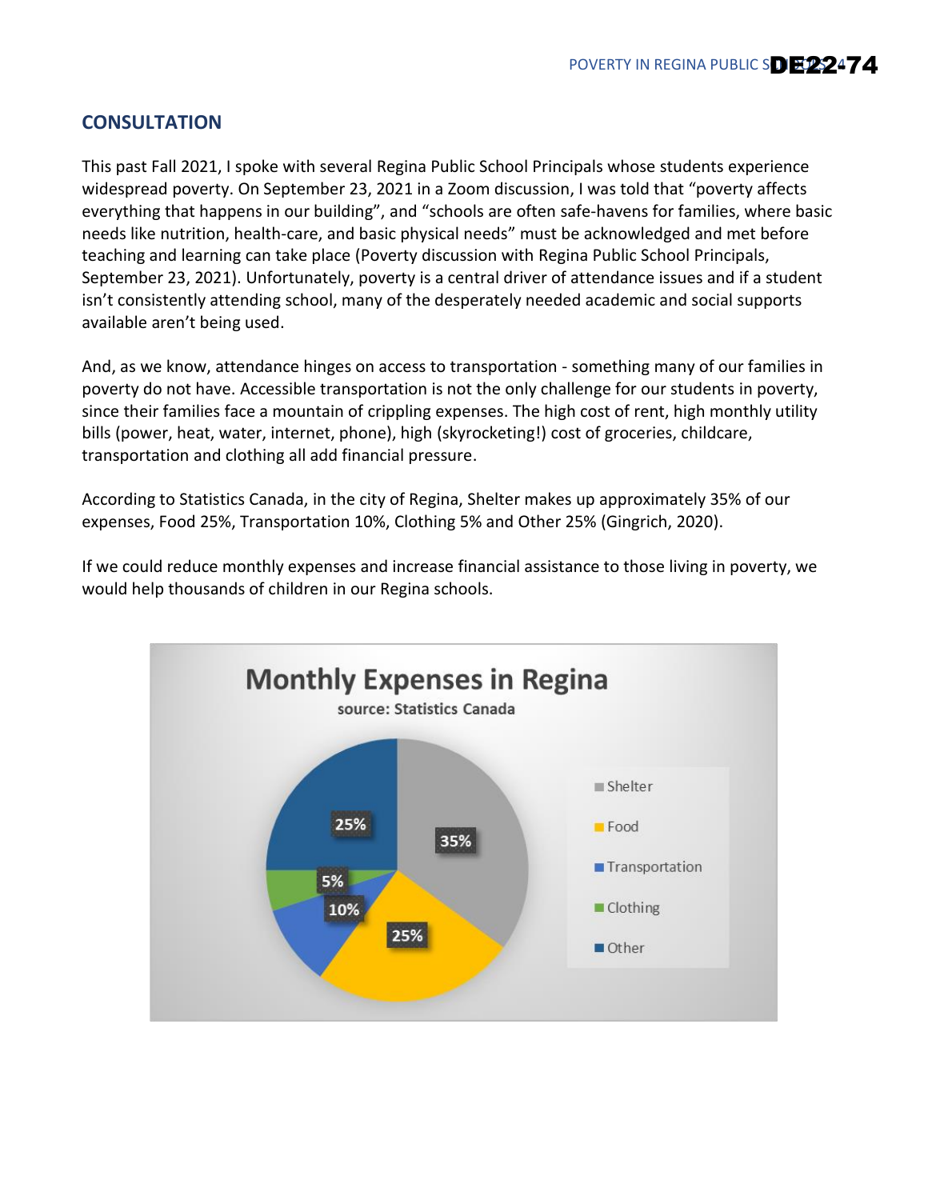## CONSULTATION

This past Fall 2021, I spoke with several Regina Public School Principals whose students experience widespread poverty. On September 23, 2021 in a Zoom discussion, I was told that "poverty affects everything that happens in our building", and "schools are often safe-havens for families, where basic needs like nutrition, health-care, and basic physical needs" must be acknowledged and met before teaching and learning can take place (Poverty discussion with Regina Public School Principals, September 23, 2021). Unfortunately, poverty is a central driver of attendance issues and if a student isn't consistently attending school, many of the desperately needed academic and social supports available aren't being used.

And, as we know, attendance hinges on access to transportation - something many of our families in poverty do not have. Accessible transportation is not the only challenge for our students in poverty, since their families face a mountain of crippling expenses. The high cost of rent, high monthly utility bills (power, heat, water, internet, phone), high (skyrocketing!) cost of groceries, childcare, transportation and clothing all add financial pressure.

According to Statistics Canada, in the city of Regina, Shelter makes up approximately 35% of our expenses, Food 25%, Transportation 10%, Clothing 5% and Other 25% (Gingrich, 2020).

If we could reduce monthly expenses and increase financial assistance to those living in poverty, we would help thousands of children in our Regina schools.

**Monthly Expenses in Regina**

source: Statistics Canada

| Category | Percentage |
| --- | --- |
| Shelter | 35% |
| Food | 25% |
| Transportation | 10% |
| Clothing | 5% |
| Other | 25% |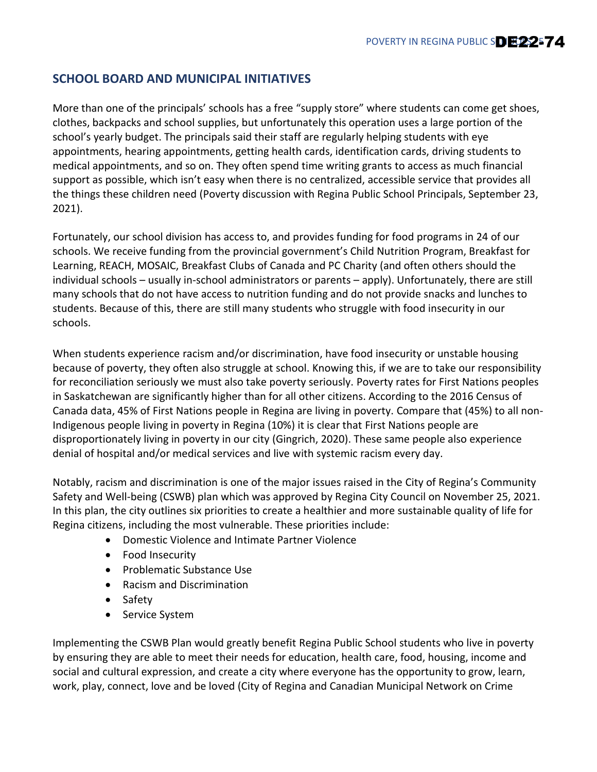## SCHOOL BOARD AND MUNICIPAL INITIATIVES

More than one of the principals' schools has a free "supply store" where students can come get shoes, clothes, backpacks and school supplies, but unfortunately this operation uses a large portion of the school's yearly budget. The principals said their staff are regularly helping students with eye appointments, hearing appointments, getting health cards, identification cards, driving students to medical appointments, and so on. They often spend time writing grants to access as much financial support as possible, which isn't easy when there is no centralized, accessible service that provides all the things these children need (Poverty discussion with Regina Public School Principals, September 23, 2021).

Fortunately, our school division has access to, and provides funding for food programs in 24 of our schools. We receive funding from the provincial government's Child Nutrition Program, Breakfast for Learning, REACH, MOSAIC, Breakfast Clubs of Canada and PC Charity (and often others should the individual schools – usually in-school administrators or parents – apply). Unfortunately, there are still many schools that do not have access to nutrition funding and do not provide snacks and lunches to students. Because of this, there are still many students who struggle with food insecurity in our schools.

When students experience racism and/or discrimination, have food insecurity or unstable housing because of poverty, they often also struggle at school. Knowing this, if we are to take our responsibility for reconciliation seriously we must also take poverty seriously. Poverty rates for First Nations peoples in Saskatchewan are significantly higher than for all other citizens. According to the 2016 Census of Canada data, 45% of First Nations people in Regina are living in poverty. Compare that (45%) to all non-Indigenous people living in poverty in Regina (10%) it is clear that First Nations people are disproportionately living in poverty in our city (Gingrich, 2020). These same people also experience denial of hospital and/or medical services and live with systemic racism every day.

Notably, racism and discrimination is one of the major issues raised in the City of Regina's Community Safety and Well-being (CSWB) plan which was approved by Regina City Council on November 25, 2021. In this plan, the city outlines six priorities to create a healthier and more sustainable quality of life for Regina citizens, including the most vulnerable. These priorities include:

- Domestic Violence and Intimate Partner Violence
- Food Insecurity
- Problematic Substance Use
- Racism and Discrimination
- Safety
- Service System

Implementing the CSWB Plan would greatly benefit Regina Public School students who live in poverty by ensuring they are able to meet their needs for education, health care, food, housing, income and social and cultural expression, and create a city where everyone has the opportunity to grow, learn, work, play, connect, love and be loved (City of Regina and Canadian Municipal Network on Crime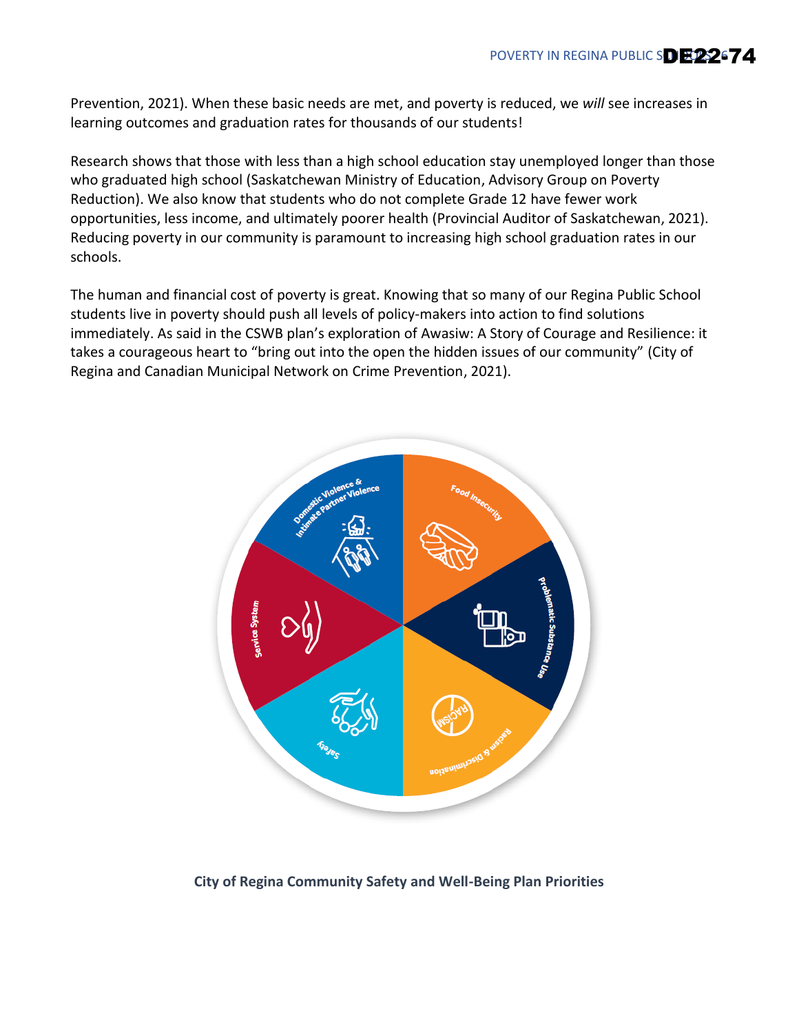Prevention, 2021). When these basic needs are met, and poverty is reduced, we *will* see increases in learning outcomes and graduation rates for thousands of our students!

Research shows that those with less than a high school education stay unemployed longer than those who graduated high school (Saskatchewan Ministry of Education, Advisory Group on Poverty Reduction). We also know that students who do not complete Grade 12 have fewer work opportunities, less income, and ultimately poorer health (Provincial Auditor of Saskatchewan, 2021). Reducing poverty in our community is paramount to increasing high school graduation rates in our schools.

The human and financial cost of poverty is great. Knowing that so many of our Regina Public School students live in poverty should push all levels of policy-makers into action to find solutions immediately. As said in the CSWB plan's exploration of Awasiw: A Story of Courage and Resilience: it takes a courageous heart to "bring out into the open the hidden issues of our community" (City of Regina and Canadian Municipal Network on Crime Prevention, 2021).

Domestic Violence & Intimate Partner Violence

Food Insecurity

Problematic Substance Use

Racism & Discrimination

Safety

Service System

**City of Regina Community Safety and Well-Being Plan Priorities**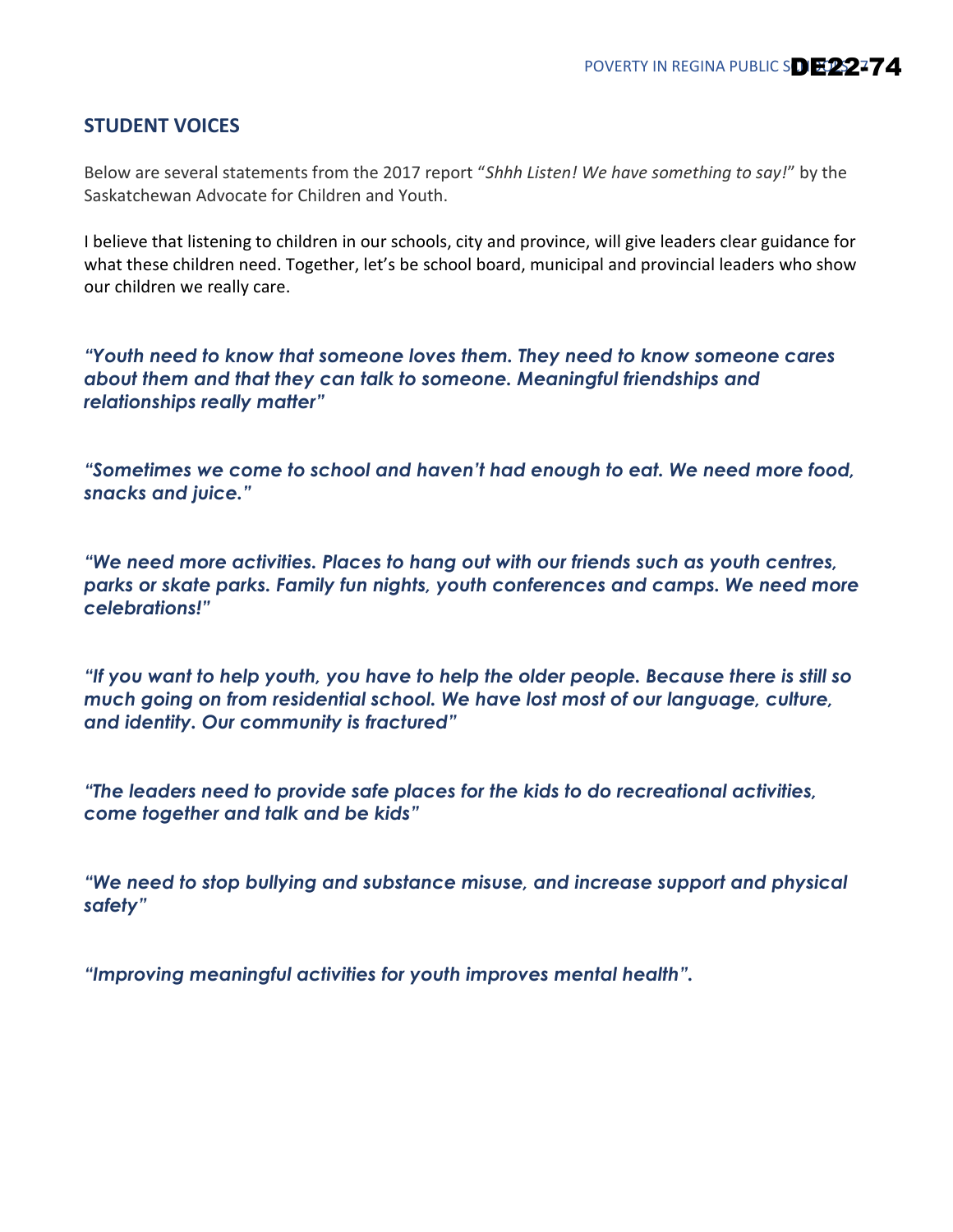## STUDENT VOICES

Below are several statements from the 2017 report "*Shhh Listen! We have something to say!*" by the Saskatchewan Advocate for Children and Youth.

I believe that listening to children in our schools, city and province, will give leaders clear guidance for what these children need. Together, let's be school board, municipal and provincial leaders who show our children we really care.

***"Youth need to know that someone loves them. They need to know someone cares about them and that they can talk to someone. Meaningful friendships and relationships really matter"***

***"Sometimes we come to school and haven't had enough to eat. We need more food, snacks and juice."***

***"We need more activities. Places to hang out with our friends such as youth centres, parks or skate parks. Family fun nights, youth conferences and camps. We need more celebrations!"***

***"If you want to help youth, you have to help the older people. Because there is still so much going on from residential school. We have lost most of our language, culture, and identity. Our community is fractured"***

***"The leaders need to provide safe places for the kids to do recreational activities, come together and talk and be kids"***

***"We need to stop bullying and substance misuse, and increase support and physical safety"***

***"Improving meaningful activities for youth improves mental health".***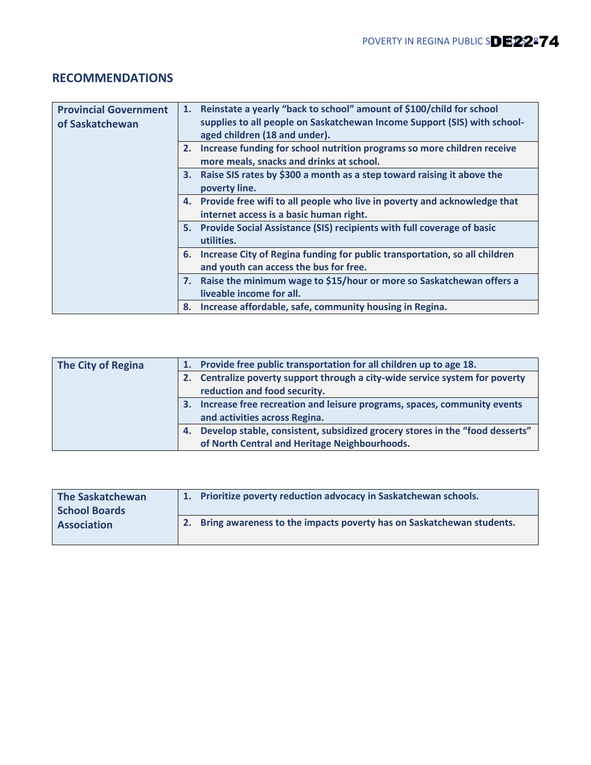## RECOMMENDATIONS

| | |
|---|---|
| **Provincial Government of Saskatchewan** | **1. Reinstate a yearly "back to school" amount of $100/child for school supplies to all people on Saskatchewan Income Support (SIS) with school-aged children (18 and under).** |
| | **2. Increase funding for school nutrition programs so more children receive more meals, snacks and drinks at school.** |
| | **3. Raise SIS rates by $300 a month as a step toward raising it above the poverty line.** |
| | **4. Provide free wifi to all people who live in poverty and acknowledge that internet access is a basic human right.** |
| | **5. Provide Social Assistance (SIS) recipients with full coverage of basic utilities.** |
| | **6. Increase City of Regina funding for public transportation, so all children and youth can access the bus for free.** |
| | **7. Raise the minimum wage to $15/hour or more so Saskatchewan offers a liveable income for all.** |
| | **8. Increase affordable, safe, community housing in Regina.** |

| | |
|---|---|
| **The City of Regina** | **1. Provide free public transportation for all children up to age 18.** |
| | **2. Centralize poverty support through a city-wide service system for poverty reduction and food security.** |
| | **3. Increase free recreation and leisure programs, spaces, community events and activities across Regina.** |
| | **4. Develop stable, consistent, subsidized grocery stores in the "food desserts" of North Central and Heritage Neighbourhoods.** |

| | |
|---|---|
| **The Saskatchewan School Boards Association** | **1. Prioritize poverty reduction advocacy in Saskatchewan schools.** |
| | **2. Bring awareness to the impacts poverty has on Saskatchewan students.** |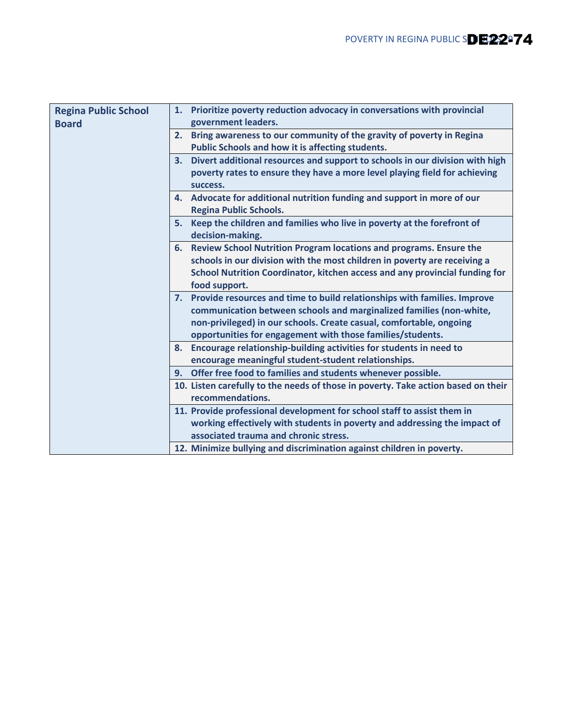| Regina Public School Board | Recommendations |
|---|---|
| **Regina Public School Board** | **1. Prioritize poverty reduction advocacy in conversations with provincial government leaders.** |
| | **2. Bring awareness to our community of the gravity of poverty in Regina Public Schools and how it is affecting students.** |
| | **3. Divert additional resources and support to schools in our division with high poverty rates to ensure they have a more level playing field for achieving success.** |
| | **4. Advocate for additional nutrition funding and support in more of our Regina Public Schools.** |
| | **5. Keep the children and families who live in poverty at the forefront of decision-making.** |
| | **6. Review School Nutrition Program locations and programs. Ensure the schools in our division with the most children in poverty are receiving a School Nutrition Coordinator, kitchen access and any provincial funding for food support.** |
| | **7. Provide resources and time to build relationships with families. Improve communication between schools and marginalized families (non-white, non-privileged) in our schools. Create casual, comfortable, ongoing opportunities for engagement with those families/students.** |
| | **8. Encourage relationship-building activities for students in need to encourage meaningful student-student relationships.** |
| | **9. Offer free food to families and students whenever possible.** |
| | **10. Listen carefully to the needs of those in poverty. Take action based on their recommendations.** |
| | **11. Provide professional development for school staff to assist them in working effectively with students in poverty and addressing the impact of associated trauma and chronic stress.** |
| | **12. Minimize bullying and discrimination against children in poverty.** |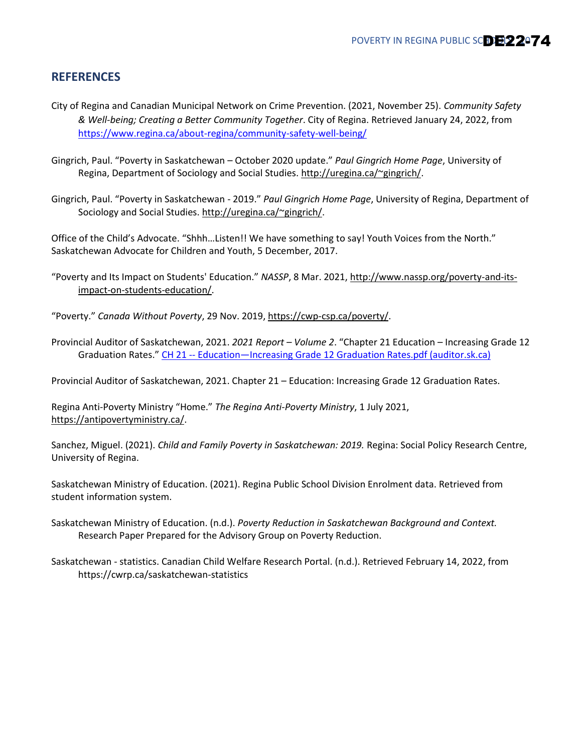## REFERENCES

City of Regina and Canadian Municipal Network on Crime Prevention. (2021, November 25). *Community Safety & Well-being; Creating a Better Community Together*. City of Regina. Retrieved January 24, 2022, from https://www.regina.ca/about-regina/community-safety-well-being/

Gingrich, Paul. "Poverty in Saskatchewan – October 2020 update." *Paul Gingrich Home Page*, University of Regina, Department of Sociology and Social Studies. http://uregina.ca/~gingrich/.

Gingrich, Paul. "Poverty in Saskatchewan - 2019." *Paul Gingrich Home Page*, University of Regina, Department of Sociology and Social Studies. http://uregina.ca/~gingrich/.

Office of the Child's Advocate. "Shhh…Listen!! We have something to say! Youth Voices from the North." Saskatchewan Advocate for Children and Youth, 5 December, 2017.

"Poverty and Its Impact on Students' Education." *NASSP*, 8 Mar. 2021, http://www.nassp.org/poverty-and-its-impact-on-students-education/.

"Poverty." *Canada Without Poverty*, 29 Nov. 2019, https://cwp-csp.ca/poverty/.

Provincial Auditor of Saskatchewan, 2021. *2021 Report – Volume 2*. "Chapter 21 Education – Increasing Grade 12 Graduation Rates." CH 21 -- Education—Increasing Grade 12 Graduation Rates.pdf (auditor.sk.ca)

Provincial Auditor of Saskatchewan, 2021. Chapter 21 – Education: Increasing Grade 12 Graduation Rates.

Regina Anti-Poverty Ministry "Home." *The Regina Anti-Poverty Ministry*, 1 July 2021, https://antipovertyministry.ca/.

Sanchez, Miguel. (2021). *Child and Family Poverty in Saskatchewan: 2019.* Regina: Social Policy Research Centre, University of Regina.

Saskatchewan Ministry of Education. (2021). Regina Public School Division Enrolment data. Retrieved from student information system.

Saskatchewan Ministry of Education. (n.d.). *Poverty Reduction in Saskatchewan Background and Context.* Research Paper Prepared for the Advisory Group on Poverty Reduction.

Saskatchewan - statistics. Canadian Child Welfare Research Portal. (n.d.). Retrieved February 14, 2022, from https://cwrp.ca/saskatchewan-statistics